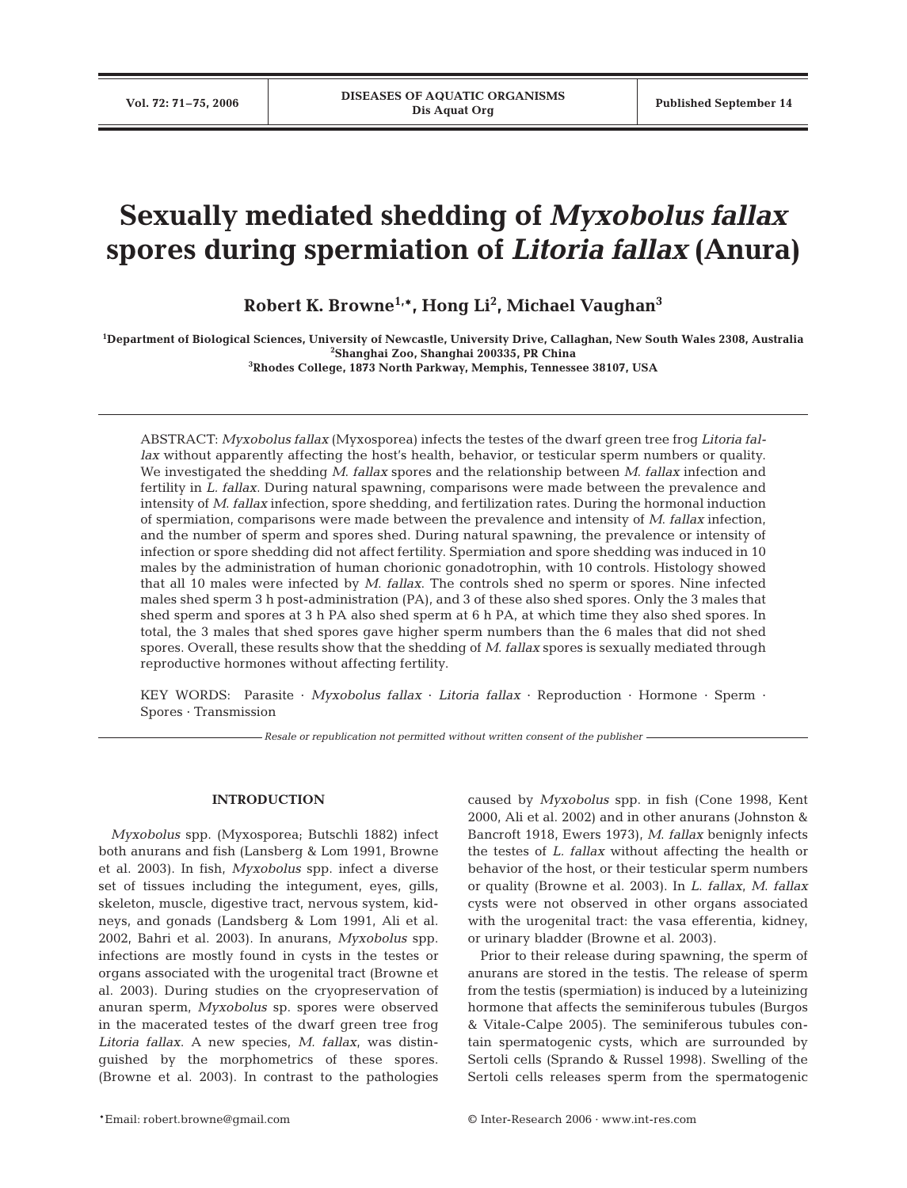# Sexually mediated shedding of *Myxobolus fallax* spores during spermiation of *Litoria fallax* (Anura)

**Robert K. Browne[1,*], Hong Li[2], Michael Vaughan[3]**

[1]Department of Biological Sciences, University of Newcastle, University Drive, Callaghan, New South Wales 2308, Australia
[2]Shanghai Zoo, Shanghai 200335, PR China
[3]Rhodes College, 1873 North Parkway, Memphis, Tennessee 38107, USA

ABSTRACT: *Myxobolus fallax* (Myxosporea) infects the testes of the dwarf green tree frog *Litoria fallax* without apparently affecting the host's health, behavior, or testicular sperm numbers or quality. We investigated the shedding *M. fallax* spores and the relationship between *M. fallax* infection and fertility in *L. fallax*. During natural spawning, comparisons were made between the prevalence and intensity of *M. fallax* infection, spore shedding, and fertilization rates. During the hormonal induction of spermiation, comparisons were made between the prevalence and intensity of *M. fallax* infection, and the number of sperm and spores shed. During natural spawning, the prevalence or intensity of infection or spore shedding did not affect fertility. Spermiation and spore shedding was induced in 10 males by the administration of human chorionic gonadotrophin, with 10 controls. Histology showed that all 10 males were infected by *M. fallax*. The controls shed no sperm or spores. Nine infected males shed sperm 3 h post-administration (PA), and 3 of these also shed spores. Only the 3 males that shed sperm and spores at 3 h PA also shed sperm at 6 h PA, at which time they also shed spores. In total, the 3 males that shed spores gave higher sperm numbers than the 6 males that did not shed spores. Overall, these results show that the shedding of *M. fallax* spores is sexually mediated through reproductive hormones without affecting fertility.

KEY WORDS: Parasite · *Myxobolus fallax* · *Litoria fallax* · Reproduction · Hormone · Sperm · Spores · Transmission

*Resale or republication not permitted without written consent of the publisher*

## INTRODUCTION

*Myxobolus* spp. (Myxosporea; Butschli 1882) infect both anurans and fish (Lansberg & Lom 1991, Browne et al. 2003). In fish, *Myxobolus* spp. infect a diverse set of tissues including the integument, eyes, gills, skeleton, muscle, digestive tract, nervous system, kidneys, and gonads (Landsberg & Lom 1991, Ali et al. 2002, Bahri et al. 2003). In anurans, *Myxobolus* spp. infections are mostly found in cysts in the testes or organs associated with the urogenital tract (Browne et al. 2003). During studies on the cryopreservation of anuran sperm, *Myxobolus* sp. spores were observed in the macerated testes of the dwarf green tree frog *Litoria fallax*. A new species, *M. fallax*, was distinguished by the morphometrics of these spores. (Browne et al. 2003). In contrast to the pathologies caused by *Myxobolus* spp. in fish (Cone 1998, Kent 2000, Ali et al. 2002) and in other anurans (Johnston & Bancroft 1918, Ewers 1973), *M. fallax* benignly infects the testes of *L. fallax* without affecting the health or behavior of the host, or their testicular sperm numbers or quality (Browne et al. 2003). In *L. fallax*, *M. fallax* cysts were not observed in other organs associated with the urogenital tract: the vasa efferentia, kidney, or urinary bladder (Browne et al. 2003).

Prior to their release during spawning, the sperm of anurans are stored in the testis. The release of sperm from the testis (spermiation) is induced by a luteinizing hormone that affects the seminiferous tubules (Burgos & Vitale-Calpe 2005). The seminiferous tubules contain spermatogenic cysts, which are surrounded by Sertoli cells (Sprando & Russel 1998). Swelling of the Sertoli cells releases sperm from the spermatogenic

*Email: robert.browne@gmail.com

© Inter-Research 2006 · www.int-res.com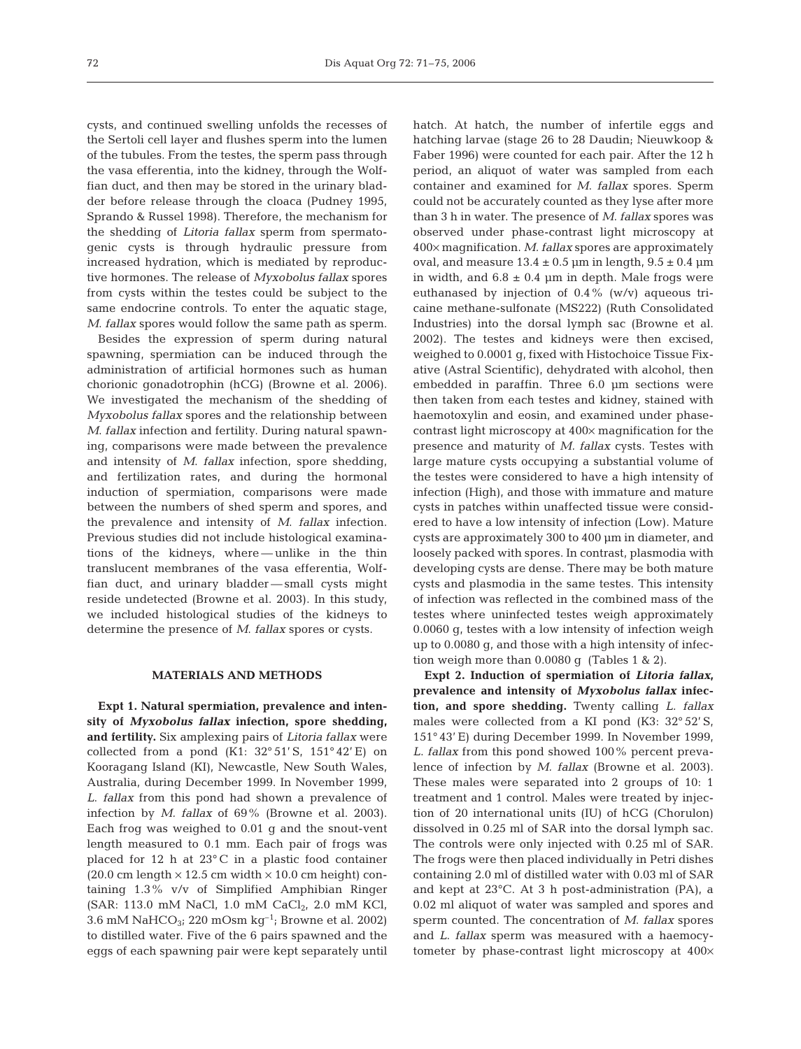cysts, and continued swelling unfolds the recesses of the Sertoli cell layer and flushes sperm into the lumen of the tubules. From the testes, the sperm pass through the vasa efferentia, into the kidney, through the Wolffian duct, and then may be stored in the urinary bladder before release through the cloaca (Pudney 1995, Sprando & Russel 1998). Therefore, the mechanism for the shedding of *Litoria fallax* sperm from spermatogenic cysts is through hydraulic pressure from increased hydration, which is mediated by reproductive hormones. The release of *Myxobolus fallax* spores from cysts within the testes could be subject to the same endocrine controls. To enter the aquatic stage, *M. fallax* spores would follow the same path as sperm.

Besides the expression of sperm during natural spawning, spermiation can be induced through the administration of artificial hormones such as human chorionic gonadotrophin (hCG) (Browne et al. 2006). We investigated the mechanism of the shedding of *Myxobolus fallax* spores and the relationship between *M. fallax* infection and fertility. During natural spawning, comparisons were made between the prevalence and intensity of *M. fallax* infection, spore shedding, and fertilization rates, and during the hormonal induction of spermiation, comparisons were made between the numbers of shed sperm and spores, and the prevalence and intensity of *M. fallax* infection. Previous studies did not include histological examinations of the kidneys, where — unlike in the thin translucent membranes of the vasa efferentia, Wolffian duct, and urinary bladder — small cysts might reside undetected (Browne et al. 2003). In this study, we included histological studies of the kidneys to determine the presence of *M. fallax* spores or cysts.

## MATERIALS AND METHODS

**Expt 1. Natural spermiation, prevalence and intensity of *Myxobolus fallax* infection, spore shedding, and fertility.** Six amplexing pairs of *Litoria fallax* were collected from a pond (K1: 32° 51' S, 151° 42' E) on Kooragang Island (KI), Newcastle, New South Wales, Australia, during December 1999. In November 1999, *L. fallax* from this pond had shown a prevalence of infection by *M. fallax* of 69% (Browne et al. 2003). Each frog was weighed to 0.01 g and the snout-vent length measured to 0.1 mm. Each pair of frogs was placed for 12 h at 23°C in a plastic food container (20.0 cm length × 12.5 cm width × 10.0 cm height) containing 1.3% v/v of Simplified Amphibian Ringer (SAR: 113.0 mM NaCl, 1.0 mM $CaCl_2$, 2.0 mM KCl, 3.6 mM $NaHCO_3$; 220 mOsm $kg^{-1}$; Browne et al. 2002) to distilled water. Five of the 6 pairs spawned and the eggs of each spawning pair were kept separately until hatch. At hatch, the number of infertile eggs and hatching larvae (stage 26 to 28 Daudin; Nieuwkoop & Faber 1996) were counted for each pair. After the 12 h period, an aliquot of water was sampled from each container and examined for *M. fallax* spores. Sperm could not be accurately counted as they lyse after more than 3 h in water. The presence of *M. fallax* spores was observed under phase-contrast light microscopy at 400× magnification. *M. fallax* spores are approximately oval, and measure 13.4 ± 0.5 µm in length, 9.5 ± 0.4 µm in width, and 6.8 ± 0.4 µm in depth. Male frogs were euthanased by injection of 0.4% (w/v) aqueous tricaine methane-sulfonate (MS222) (Ruth Consolidated Industries) into the dorsal lymph sac (Browne et al. 2002). The testes and kidneys were then excised, weighed to 0.0001 g, fixed with Histochoice Tissue Fixative (Astral Scientific), dehydrated with alcohol, then embedded in paraffin. Three 6.0 µm sections were then taken from each testes and kidney, stained with haemotoxylin and eosin, and examined under phase-contrast light microscopy at 400× magnification for the presence and maturity of *M. fallax* cysts. Testes with large mature cysts occupying a substantial volume of the testes were considered to have a high intensity of infection (High), and those with immature and mature cysts in patches within unaffected tissue were considered to have a low intensity of infection (Low). Mature cysts are approximately 300 to 400 µm in diameter, and loosely packed with spores. In contrast, plasmodia with developing cysts are dense. There may be both mature cysts and plasmodia in the same testes. This intensity of infection was reflected in the combined mass of the testes where uninfected testes weigh approximately 0.0060 g, testes with a low intensity of infection weigh up to 0.0080 g, and those with a high intensity of infection weigh more than 0.0080 g (Tables 1 & 2).

**Expt 2. Induction of spermiation of *Litoria fallax*, prevalence and intensity of *Myxobolus fallax* infection, and spore shedding.** Twenty calling *L. fallax* males were collected from a KI pond (K3: 32° 52' S, 151° 43' E) during December 1999. In November 1999, *L. fallax* from this pond showed 100% percent prevalence of infection by *M. fallax* (Browne et al. 2003). These males were separated into 2 groups of 10: 1 treatment and 1 control. Males were treated by injection of 20 international units (IU) of hCG (Chorulon) dissolved in 0.25 ml of SAR into the dorsal lymph sac. The controls were only injected with 0.25 ml of SAR. The frogs were then placed individually in Petri dishes containing 2.0 ml of distilled water with 0.03 ml of SAR and kept at 23°C. At 3 h post-administration (PA), a 0.02 ml aliquot of water was sampled and spores and sperm counted. The concentration of *M. fallax* spores and *L. fallax* sperm was measured with a haemocytometer by phase-contrast light microscopy at 400×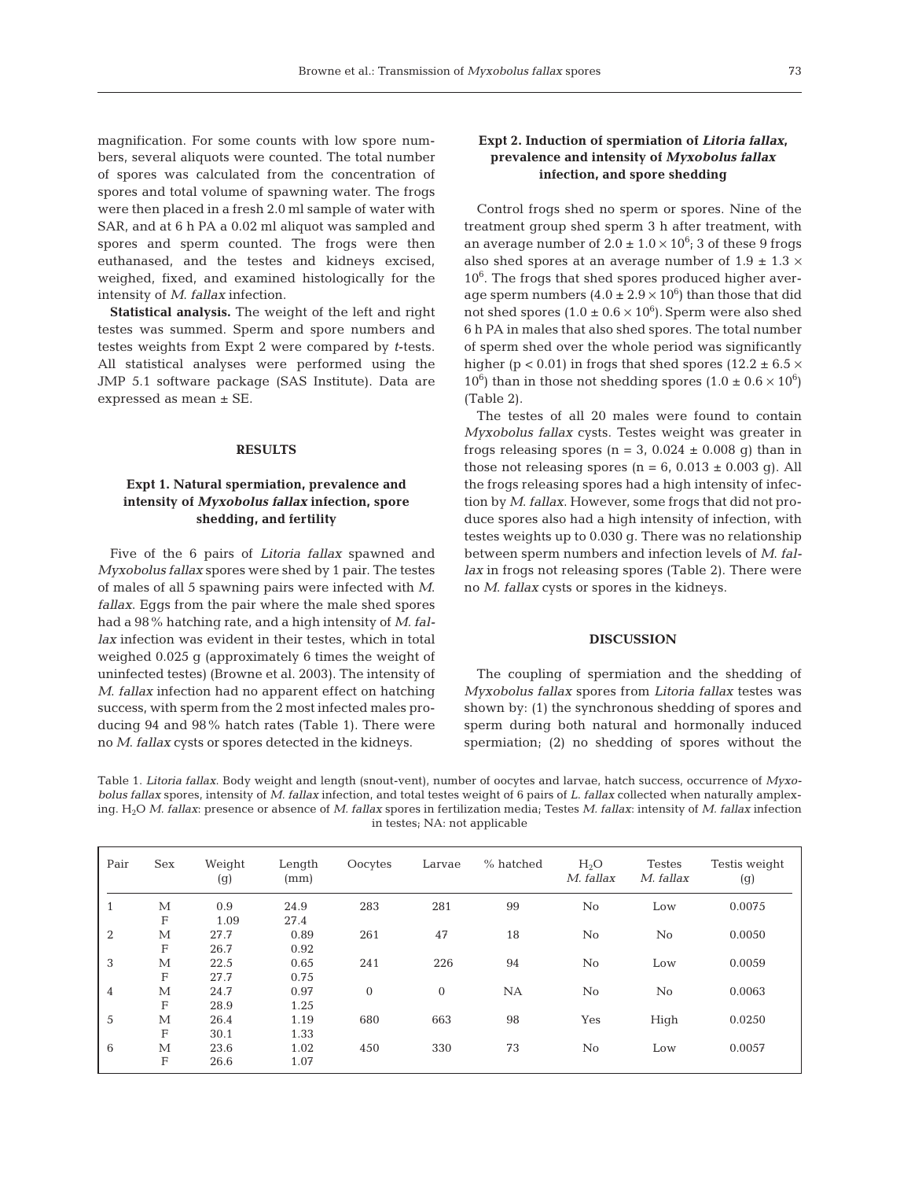magnification. For some counts with low spore numbers, several aliquots were counted. The total number of spores was calculated from the concentration of spores and total volume of spawning water. The frogs were then placed in a fresh 2.0 ml sample of water with SAR, and at 6 h PA a 0.02 ml aliquot was sampled and spores and sperm counted. The frogs were then euthanased, and the testes and kidneys excised, weighed, fixed, and examined histologically for the intensity of *M. fallax* infection.

**Statistical analysis.** The weight of the left and right testes was summed. Sperm and spore numbers and testes weights from Expt 2 were compared by *t*-tests. All statistical analyses were performed using the JMP 5.1 software package (SAS Institute). Data are expressed as mean ± SE.

## RESULTS

### Expt 1. Natural spermiation, prevalence and intensity of *Myxobolus fallax* infection, spore shedding, and fertility

Five of the 6 pairs of *Litoria fallax* spawned and *Myxobolus fallax* spores were shed by 1 pair. The testes of males of all 5 spawning pairs were infected with *M. fallax*. Eggs from the pair where the male shed spores had a 98% hatching rate, and a high intensity of *M. fallax* infection was evident in their testes, which in total weighed 0.025 g (approximately 6 times the weight of uninfected testes) (Browne et al. 2003). The intensity of *M. fallax* infection had no apparent effect on hatching success, with sperm from the 2 most infected males producing 94 and 98% hatch rates (Table 1). There were no *M. fallax* cysts or spores detected in the kidneys.

### Expt 2. Induction of spermiation of *Litoria fallax*, prevalence and intensity of *Myxobolus fallax* infection, and spore shedding

Control frogs shed no sperm or spores. Nine of the treatment group shed sperm 3 h after treatment, with an average number of $2.0 \pm 1.0 \times 10^6$; 3 of these 9 frogs also shed spores at an average number of $1.9 \pm 1.3 \times 10^6$. The frogs that shed spores produced higher average sperm numbers ($4.0 \pm 2.9 \times 10^6$) than those that did not shed spores ($1.0 \pm 0.6 \times 10^6$). Sperm were also shed 6 h PA in males that also shed spores. The total number of sperm shed over the whole period was significantly higher ($p < 0.01$) in frogs that shed spores ($12.2 \pm 6.5 \times 10^6$) than in those not shedding spores ($1.0 \pm 0.6 \times 10^6$) (Table 2).

The testes of all 20 males were found to contain *Myxobolus fallax* cysts. Testes weight was greater in frogs releasing spores ($n = 3$, $0.024 \pm 0.008$ g) than in those not releasing spores ($n = 6$, $0.013 \pm 0.003$ g). All the frogs releasing spores had a high intensity of infection by *M. fallax*. However, some frogs that did not produce spores also had a high intensity of infection, with testes weights up to 0.030 g. There was no relationship between sperm numbers and infection levels of *M. fallax* in frogs not releasing spores (Table 2). There were no *M. fallax* cysts or spores in the kidneys.

## DISCUSSION

The coupling of spermiation and the shedding of *Myxobolus fallax* spores from *Litoria fallax* testes was shown by: (1) the synchronous shedding of spores and sperm during both natural and hormonally induced spermiation; (2) no shedding of spores without the

Table 1. *Litoria fallax*. Body weight and length (snout-vent), number of oocytes and larvae, hatch success, occurrence of *Myxobolus fallax* spores, intensity of *M. fallax* infection, and total testes weight of 6 pairs of *L. fallax* collected when naturally amplexing. $H_2O$ *M. fallax*: presence or absence of *M. fallax* spores in fertilization media; Testes *M. fallax*: intensity of *M. fallax* infection in testes; NA: not applicable

| Pair | Sex | Weight (g) | Length (mm) | Oocytes | Larvae | % hatched | $H_2O$ *M. fallax* | Testes *M. fallax* | Testis weight (g) |
|---|---|---|---|---|---|---|---|---|---|
| 1 | M | 0.9 | 24.9 | 283 | 281 | 99 | No | Low | 0.0075 |
| | F | 1.09 | 27.4 | | | | | | |
| 2 | M | 27.7 | 0.89 | 261 | 47 | 18 | No | No | 0.0050 |
| | F | 26.7 | 0.92 | | | | | | |
| 3 | M | 22.5 | 0.65 | 241 | 226 | 94 | No | Low | 0.0059 |
| | F | 27.7 | 0.75 | | | | | | |
| 4 | M | 24.7 | 0.97 | 0 | 0 | NA | No | No | 0.0063 |
| | F | 28.9 | 1.25 | | | | | | |
| 5 | M | 26.4 | 1.19 | 680 | 663 | 98 | Yes | High | 0.0250 |
| | F | 30.1 | 1.33 | | | | | | |
| 6 | M | 23.6 | 1.02 | 450 | 330 | 73 | No | Low | 0.0057 |
| | F | 26.6 | 1.07 | | | | | | |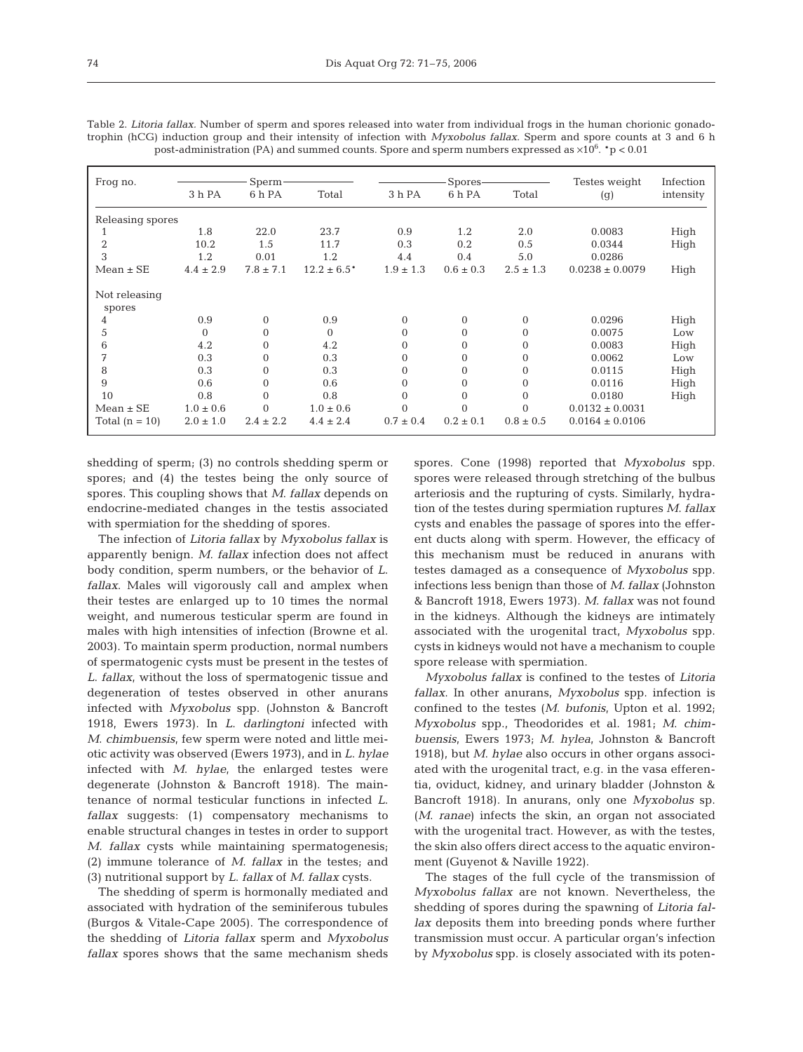Table 2. *Litoria fallax*. Number of sperm and spores released into water from individual frogs in the human chorionic gonadotrophin (hCG) induction group and their intensity of infection with *Myxobolus fallax*. Sperm and spore counts at 3 and 6 h post-administration (PA) and summed counts. Spore and sperm numbers expressed as $\times 10^6$. $^*p < 0.01$

| Frog no. | Sperm | | | Spores | | | Testes weight (g) | Infection intensity |
|---|---|---|---|---|---|---|---|---|
| | 3 h PA | 6 h PA | Total | 3 h PA | 6 h PA | Total | | |
| Releasing spores | | | | | | | | |
| 1 | 1.8 | 22.0 | 23.7 | 0.9 | 1.2 | 2.0 | 0.0083 | High |
| 2 | 10.2 | 1.5 | 11.7 | 0.3 | 0.2 | 0.5 | 0.0344 | High |
| 3 | 1.2 | 0.01 | 1.2 | 4.4 | 0.4 | 5.0 | 0.0286 | |
| Mean ± SE | 4.4 ± 2.9 | 7.8 ± 7.1 | 12.2 ± 6.5* | 1.9 ± 1.3 | 0.6 ± 0.3 | 2.5 ± 1.3 | 0.0238 ± 0.0079 | High |
| Not releasing spores | | | | | | | | |
| 4 | 0.9 | 0 | 0.9 | 0 | 0 | 0 | 0.0296 | High |
| 5 | 0 | 0 | 0 | 0 | 0 | 0 | 0.0075 | Low |
| 6 | 4.2 | 0 | 4.2 | 0 | 0 | 0 | 0.0083 | High |
| 7 | 0.3 | 0 | 0.3 | 0 | 0 | 0 | 0.0062 | Low |
| 8 | 0.3 | 0 | 0.3 | 0 | 0 | 0 | 0.0115 | High |
| 9 | 0.6 | 0 | 0.6 | 0 | 0 | 0 | 0.0116 | High |
| 10 | 0.8 | 0 | 0.8 | 0 | 0 | 0 | 0.0180 | High |
| Mean ± SE | 1.0 ± 0.6 | 0 | 1.0 ± 0.6 | 0 | 0 | 0 | 0.0132 ± 0.0031 | |
| Total (n = 10) | 2.0 ± 1.0 | 2.4 ± 2.2 | 4.4 ± 2.4 | 0.7 ± 0.4 | 0.2 ± 0.1 | 0.8 ± 0.5 | 0.0164 ± 0.0106 | |

shedding of sperm; (3) no controls shedding sperm or spores; and (4) the testes being the only source of spores. This coupling shows that *M. fallax* depends on endocrine-mediated changes in the testis associated with spermiation for the shedding of spores.

The infection of *Litoria fallax* by *Myxobolus fallax* is apparently benign. *M. fallax* infection does not affect body condition, sperm numbers, or the behavior of *L. fallax*. Males will vigorously call and amplex when their testes are enlarged up to 10 times the normal weight, and numerous testicular sperm are found in males with high intensities of infection (Browne et al. 2003). To maintain sperm production, normal numbers of spermatogenic cysts must be present in the testes of *L. fallax*, without the loss of spermatogenic tissue and degeneration of testes observed in other anurans infected with *Myxobolus* spp. (Johnston & Bancroft 1918, Ewers 1973). In *L. darlingtoni* infected with *M. chimbuensis*, few sperm were noted and little meiotic activity was observed (Ewers 1973), and in *L. hylae* infected with *M. hylae*, the enlarged testes were degenerate (Johnston & Bancroft 1918). The maintenance of normal testicular functions in infected *L. fallax* suggests: (1) compensatory mechanisms to enable structural changes in testes in order to support *M. fallax* cysts while maintaining spermatogenesis; (2) immune tolerance of *M. fallax* in the testes; and (3) nutritional support by *L. fallax* of *M. fallax* cysts.

The shedding of sperm is hormonally mediated and associated with hydration of the seminiferous tubules (Burgos & Vitale-Cape 2005). The correspondence of the shedding of *Litoria fallax* sperm and *Myxobolus fallax* spores shows that the same mechanism sheds spores. Cone (1998) reported that *Myxobolus* spp. spores were released through stretching of the bulbus arteriosis and the rupturing of cysts. Similarly, hydration of the testes during spermiation ruptures *M. fallax* cysts and enables the passage of spores into the efferent ducts along with sperm. However, the efficacy of this mechanism must be reduced in anurans with testes damaged as a consequence of *Myxobolus* spp. infections less benign than those of *M. fallax* (Johnston & Bancroft 1918, Ewers 1973). *M. fallax* was not found in the kidneys. Although the kidneys are intimately associated with the urogenital tract, *Myxobolus* spp. cysts in kidneys would not have a mechanism to couple spore release with spermiation.

*Myxobolus fallax* is confined to the testes of *Litoria fallax*. In other anurans, *Myxobolus* spp. infection is confined to the testes (*M. bufonis*, Upton et al. 1992; *Myxobolus* spp., Theodorides et al. 1981; *M. chimbuensis*, Ewers 1973; *M. hylea*, Johnston & Bancroft 1918), but *M. hylae* also occurs in other organs associated with the urogenital tract, e.g. in the vasa efferentia, oviduct, kidney, and urinary bladder (Johnston & Bancroft 1918). In anurans, only one *Myxobolus* sp. (*M. ranae*) infects the skin, an organ not associated with the urogenital tract. However, as with the testes, the skin also offers direct access to the aquatic environment (Guyenot & Naville 1922).

The stages of the full cycle of the transmission of *Myxobolus fallax* are not known. Nevertheless, the shedding of spores during the spawning of *Litoria fallax* deposits them into breeding ponds where further transmission must occur. A particular organ's infection by *Myxobolus* spp. is closely associated with its poten-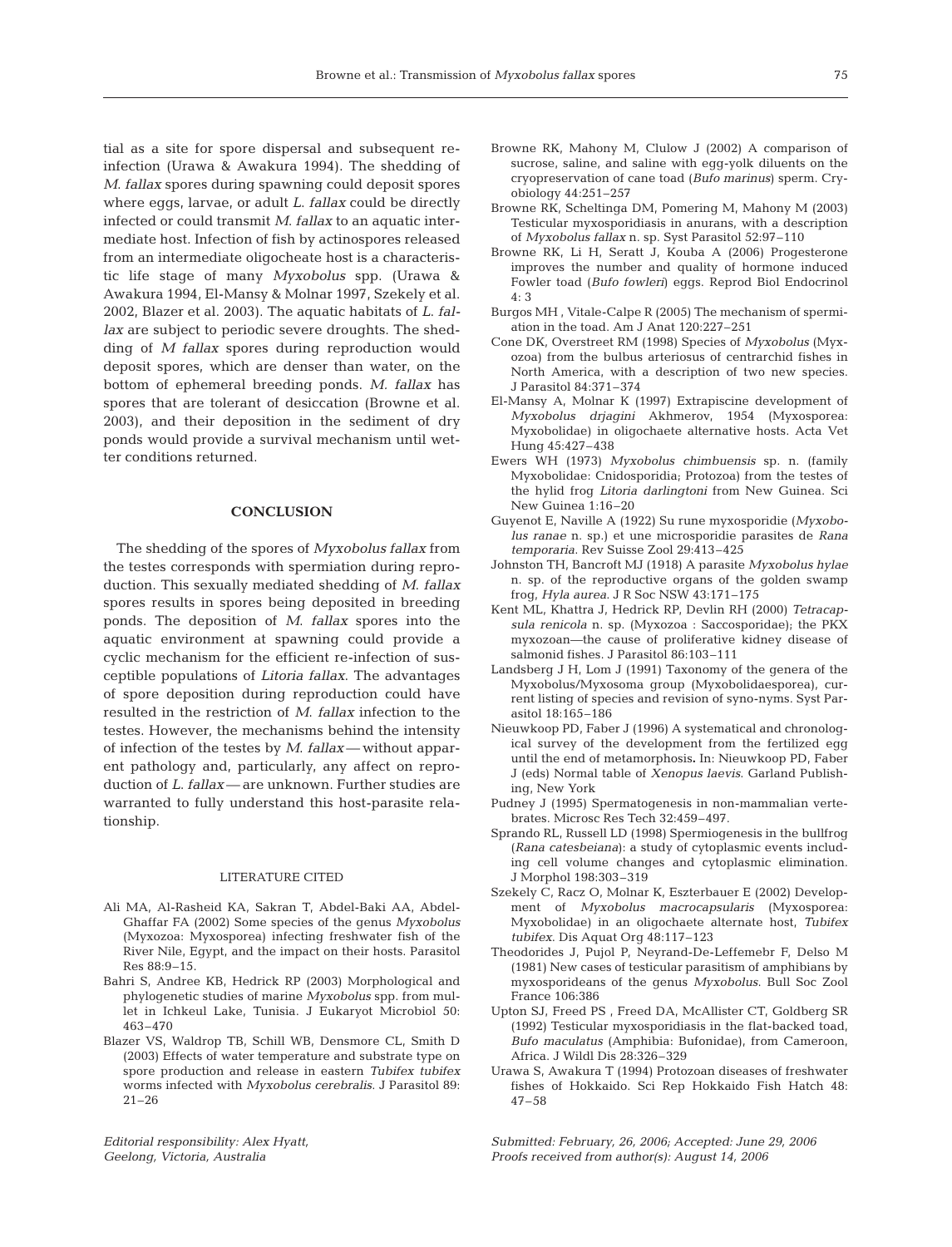tial as a site for spore dispersal and subsequent reinfection (Urawa & Awakura 1994). The shedding of *M. fallax* spores during spawning could deposit spores where eggs, larvae, or adult *L. fallax* could be directly infected or could transmit *M. fallax* to an aquatic intermediate host. Infection of fish by actinospores released from an intermediate oligocheate host is a characteristic life stage of many *Myxobolus* spp. (Urawa & Awakura 1994, El-Mansy & Molnar 1997, Szekely et al. 2002, Blazer et al. 2003). The aquatic habitats of *L. fallax* are subject to periodic severe droughts. The shedding of *M fallax* spores during reproduction would deposit spores, which are denser than water, on the bottom of ephemeral breeding ponds. *M. fallax* has spores that are tolerant of desiccation (Browne et al. 2003), and their deposition in the sediment of dry ponds would provide a survival mechanism until wetter conditions returned.

## CONCLUSION

The shedding of the spores of *Myxobolus fallax* from the testes corresponds with spermiation during reproduction. This sexually mediated shedding of *M. fallax* spores results in spores being deposited in breeding ponds. The deposition of *M. fallax* spores into the aquatic environment at spawning could provide a cyclic mechanism for the efficient re-infection of susceptible populations of *Litoria fallax*. The advantages of spore deposition during reproduction could have resulted in the restriction of *M. fallax* infection to the testes. However, the mechanisms behind the intensity of infection of the testes by *M. fallax* — without apparent pathology and, particularly, any affect on reproduction of *L. fallax* — are unknown. Further studies are warranted to fully understand this host-parasite relationship.

## LITERATURE CITED

- Ali MA, Al-Rasheid KA, Sakran T, Abdel-Baki AA, Abdel-Ghaffar FA (2002) Some species of the genus *Myxobolus* (Myxozoa: Myxosporea) infecting freshwater fish of the River Nile, Egypt, and the impact on their hosts. Parasitol Res 88:9–15.
- Bahri S, Andree KB, Hedrick RP (2003) Morphological and phylogenetic studies of marine *Myxobolus* spp. from mullet in Ichkeul Lake, Tunisia. J Eukaryot Microbiol 50: 463–470
- Blazer VS, Waldrop TB, Schill WB, Densmore CL, Smith D (2003) Effects of water temperature and substrate type on spore production and release in eastern *Tubifex tubifex* worms infected with *Myxobolus cerebralis*. J Parasitol 89: 21–26
- Browne RK, Mahony M, Clulow J (2002) A comparison of sucrose, saline, and saline with egg-yolk diluents on the cryopreservation of cane toad (*Bufo marinus*) sperm. Cryobiology 44:251–257
- Browne RK, Scheltinga DM, Pomering M, Mahony M (2003) Testicular myxosporidiasis in anurans, with a description of *Myxobolus fallax* n. sp. Syst Parasitol 52:97–110
- Browne RK, Li H, Seratt J, Kouba A (2006) Progesterone improves the number and quality of hormone induced Fowler toad (*Bufo fowleri*) eggs. Reprod Biol Endocrinol 4: 3
- Burgos MH , Vitale-Calpe R (2005) The mechanism of spermiation in the toad. Am J Anat 120:227–251
- Cone DK, Overstreet RM (1998) Species of *Myxobolus* (Myxozoa) from the bulbus arteriosus of centrarchid fishes in North America, with a description of two new species. J Parasitol 84:371–374
- El-Mansy A, Molnar K (1997) Extrapiscine development of *Myxobolus drjagini* Akhmerov, 1954 (Myxosporea: Myxobolidae) in oligochaete alternative hosts. Acta Vet Hung 45:427–438
- Ewers WH (1973) *Myxobolus chimbuensis* sp. n. (family Myxobolidae: Cnidosporidia; Protozoa) from the testes of the hylid frog *Litoria darlingtoni* from New Guinea. Sci New Guinea 1:16–20
- Guyenot E, Naville A (1922) Su rune myxosporidie (*Myxobolus ranae* n. sp.) et une microsporidie parasites de *Rana temporaria*. Rev Suisse Zool 29:413–425
- Johnston TH, Bancroft MJ (1918) A parasite *Myxobolus hylae* n. sp. of the reproductive organs of the golden swamp frog, *Hyla aurea*. J R Soc NSW 43:171–175
- Kent ML, Khattra J, Hedrick RP, Devlin RH (2000) *Tetracapsula renicola* n. sp. (Myxozoa : Saccosporidae); the PKX myxozoan—the cause of proliferative kidney disease of salmonid fishes. J Parasitol 86:103–111
- Landsberg J H, Lom J (1991) Taxonomy of the genera of the Myxobolus/Myxosoma group (Myxobolidaesporea), current listing of species and revision of syno-nyms. Syst Parasitol 18:165–186
- Nieuwkoop PD, Faber J (1996) A systematical and chronological survey of the development from the fertilized egg until the end of metamorphosis**.** In: Nieuwkoop PD, Faber J (eds) Normal table of *Xenopus laevis*. Garland Publishing, New York
- Pudney J (1995) Spermatogenesis in non-mammalian vertebrates. Microsc Res Tech 32:459–497.
- Sprando RL, Russell LD (1998) Spermiogenesis in the bullfrog (*Rana catesbeiana*): a study of cytoplasmic events including cell volume changes and cytoplasmic elimination. J Morphol 198:303–319
- Szekely C, Racz O, Molnar K, Eszterbauer E (2002) Development of *Myxobolus macrocapsularis* (Myxosporea: Myxobolidae) in an oligochaete alternate host, *Tubifex tubifex*. Dis Aquat Org 48:117–123
- Theodorides J, Pujol P, Neyrand-De-Leffemebr F, Delso M (1981) New cases of testicular parasitism of amphibians by myxosporideans of the genus *Myxobolus*. Bull Soc Zool France 106:386
- Upton SJ, Freed PS , Freed DA, McAllister CT, Goldberg SR (1992) Testicular myxosporidiasis in the flat-backed toad, *Bufo maculatus* (Amphibia: Bufonidae), from Cameroon, Africa. J Wildl Dis 28:326–329
- Urawa S, Awakura T (1994) Protozoan diseases of freshwater fishes of Hokkaido. Sci Rep Hokkaido Fish Hatch 48: 47–58

*Editorial responsibility: Alex Hyatt, Geelong, Victoria, Australia*

*Submitted: February, 26, 2006; Accepted: June 29, 2006*
*Proofs received from author(s): August 14, 2006*